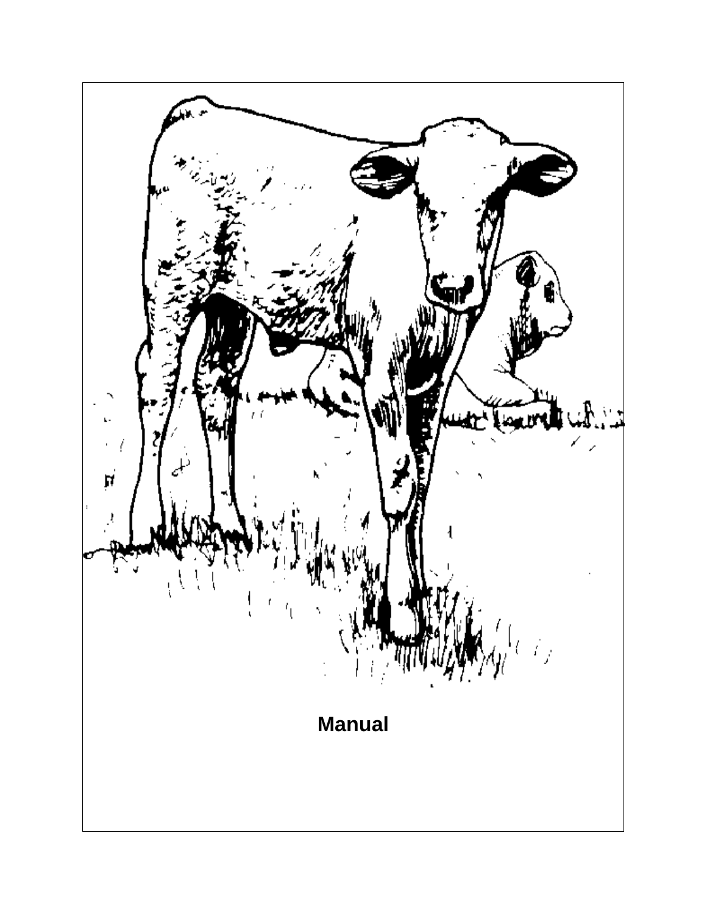**Manual**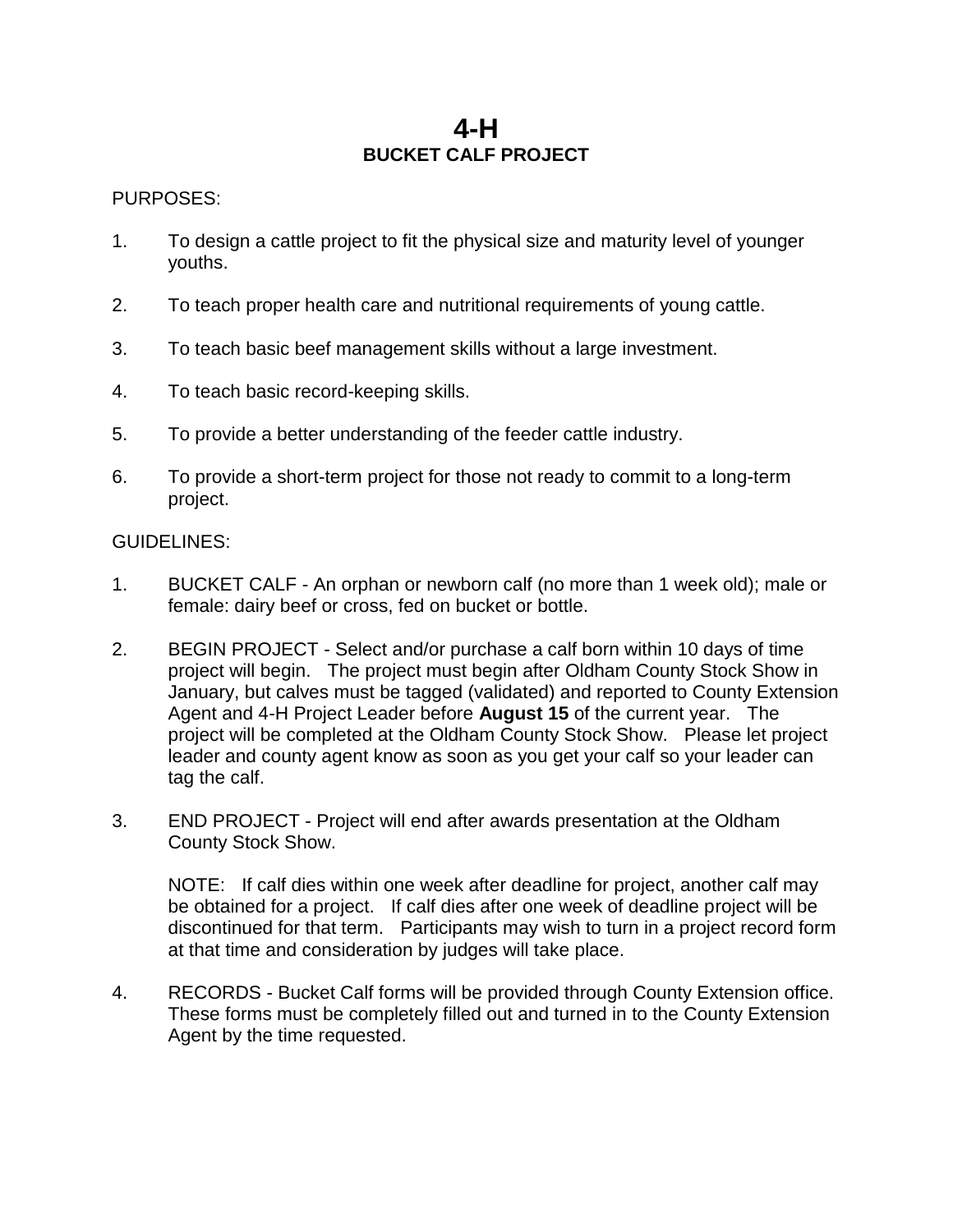# 4-H
## BUCKET CALF PROJECT

PURPOSES:

1. To design a cattle project to fit the physical size and maturity level of younger youths.

2. To teach proper health care and nutritional requirements of young cattle.

3. To teach basic beef management skills without a large investment.

4. To teach basic record-keeping skills.

5. To provide a better understanding of the feeder cattle industry.

6. To provide a short-term project for those not ready to commit to a long-term project.

GUIDELINES:

1. BUCKET CALF - An orphan or newborn calf (no more than 1 week old); male or female: dairy beef or cross, fed on bucket or bottle.

2. BEGIN PROJECT - Select and/or purchase a calf born within 10 days of time project will begin. The project must begin after Oldham County Stock Show in January, but calves must be tagged (validated) and reported to County Extension Agent and 4-H Project Leader before **August 15** of the current year. The project will be completed at the Oldham County Stock Show. Please let project leader and county agent know as soon as you get your calf so your leader can tag the calf.

3. END PROJECT - Project will end after awards presentation at the Oldham County Stock Show.

   NOTE: If calf dies within one week after deadline for project, another calf may be obtained for a project. If calf dies after one week of deadline project will be discontinued for that term. Participants may wish to turn in a project record form at that time and consideration by judges will take place.

4. RECORDS - Bucket Calf forms will be provided through County Extension office. These forms must be completely filled out and turned in to the County Extension Agent by the time requested.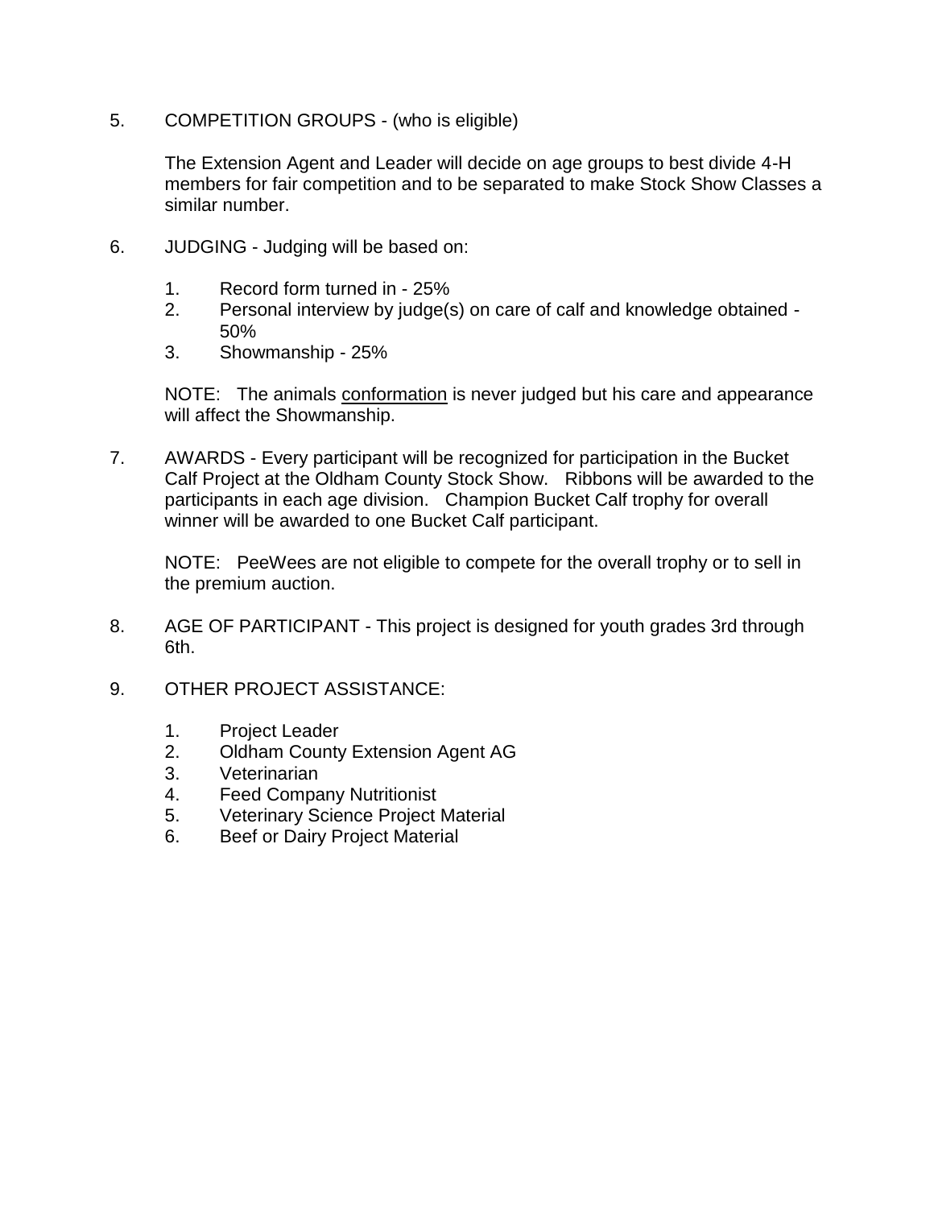5. COMPETITION GROUPS - (who is eligible)

   The Extension Agent and Leader will decide on age groups to best divide 4-H members for fair competition and to be separated to make Stock Show Classes a similar number.

6. JUDGING - Judging will be based on:

   1. Record form turned in - 25%
   2. Personal interview by judge(s) on care of calf and knowledge obtained - 50%
   3. Showmanship - 25%

   NOTE: The animals <u>conformation</u> is never judged but his care and appearance will affect the Showmanship.

7. AWARDS - Every participant will be recognized for participation in the Bucket Calf Project at the Oldham County Stock Show. Ribbons will be awarded to the participants in each age division. Champion Bucket Calf trophy for overall winner will be awarded to one Bucket Calf participant.

   NOTE: PeeWees are not eligible to compete for the overall trophy or to sell in the premium auction.

8. AGE OF PARTICIPANT - This project is designed for youth grades 3rd through 6th.

9. OTHER PROJECT ASSISTANCE:

   1. Project Leader
   2. Oldham County Extension Agent AG
   3. Veterinarian
   4. Feed Company Nutritionist
   5. Veterinary Science Project Material
   6. Beef or Dairy Project Material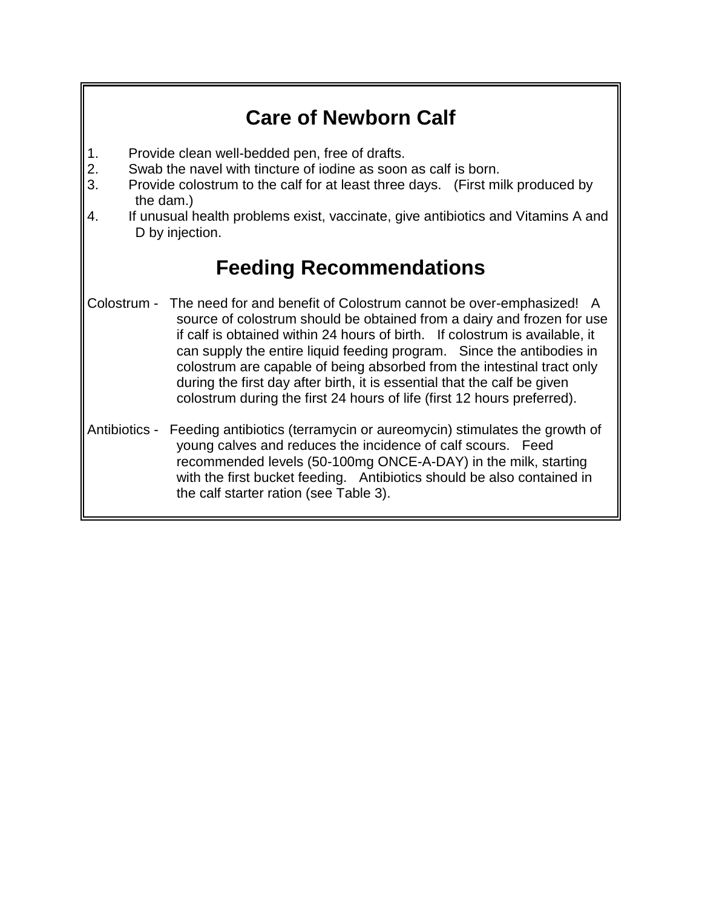## Care of Newborn Calf

1. Provide clean well-bedded pen, free of drafts.
2. Swab the navel with tincture of iodine as soon as calf is born.
3. Provide colostrum to the calf for at least three days. (First milk produced by the dam.)
4. If unusual health problems exist, vaccinate, give antibiotics and Vitamins A and D by injection.

## Feeding Recommendations

Colostrum - The need for and benefit of Colostrum cannot be over-emphasized! A source of colostrum should be obtained from a dairy and frozen for use if calf is obtained within 24 hours of birth. If colostrum is available, it can supply the entire liquid feeding program. Since the antibodies in colostrum are capable of being absorbed from the intestinal tract only during the first day after birth, it is essential that the calf be given colostrum during the first 24 hours of life (first 12 hours preferred).

Antibiotics - Feeding antibiotics (terramycin or aureomycin) stimulates the growth of young calves and reduces the incidence of calf scours. Feed recommended levels (50-100mg ONCE-A-DAY) in the milk, starting with the first bucket feeding. Antibiotics should be also contained in the calf starter ration (see Table 3).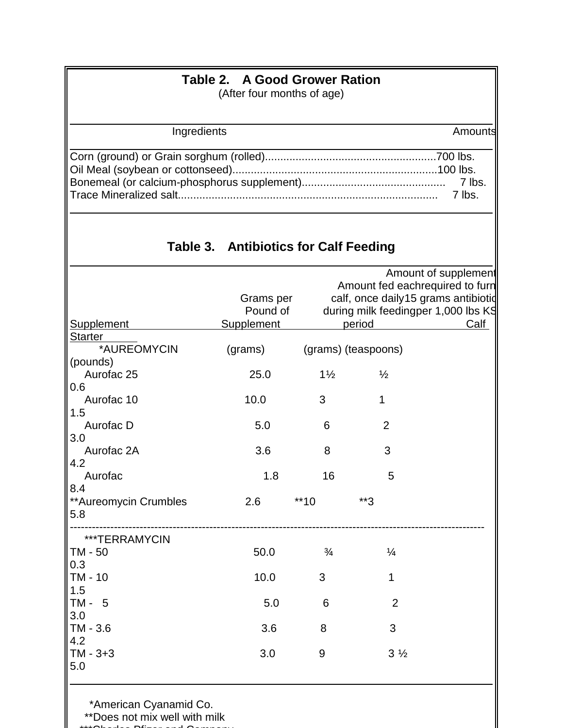## Table 2. A Good Grower Ration

(After four months of age)

| Ingredients | Amounts |
|---|---|
| Corn (ground) or Grain sorghum (rolled) | 700 lbs. |
| Oil Meal (soybean or cottonseed) | 100 lbs. |
| Bonemeal (or calcium-phosphorus supplement) | 7 lbs. |
| Trace Mineralized salt | 7 lbs. |

## Table 3. Antibiotics for Calf Feeding

| Supplement | Grams per Pound of Supplement | Amount fed each calf, once daily during milk feeding period | | Amount of supplement required to furnish 15 grams antibiotic per 1,000 lbs KS Calf Starter |
|---|---|---|---|---|
| *AUREOMYCIN | (grams) | (grams) | (teaspoons) | (pounds) |
| Aurofac 25 | 25.0 | 1½ | ½ | 0.6 |
| Aurofac 10 | 10.0 | 3 | 1 | 1.5 |
| Aurofac D | 5.0 | 6 | 2 | 3.0 |
| Aurofac 2A | 3.6 | 8 | 3 | 4.2 |
| Aurofac | 1.8 | 16 | 5 | 8.4 |
| **Aureomycin Crumbles | 2.6 | **10 | **3 | 5.8 |
| ***TERRAMYCIN | | | | |
| TM - 50 | 50.0 | ¾ | ¼ | 0.3 |
| TM - 10 | 10.0 | 3 | 1 | 1.5 |
| TM - 5 | 5.0 | 6 | 2 | 3.0 |
| TM - 3.6 | 3.6 | 8 | 3 | 4.2 |
| TM - 3+3 | 3.0 | 9 | 3 ½ | 5.0 |

*American Cyanamid Co.
**Does not mix well with milk
***Charles Pfizer and Company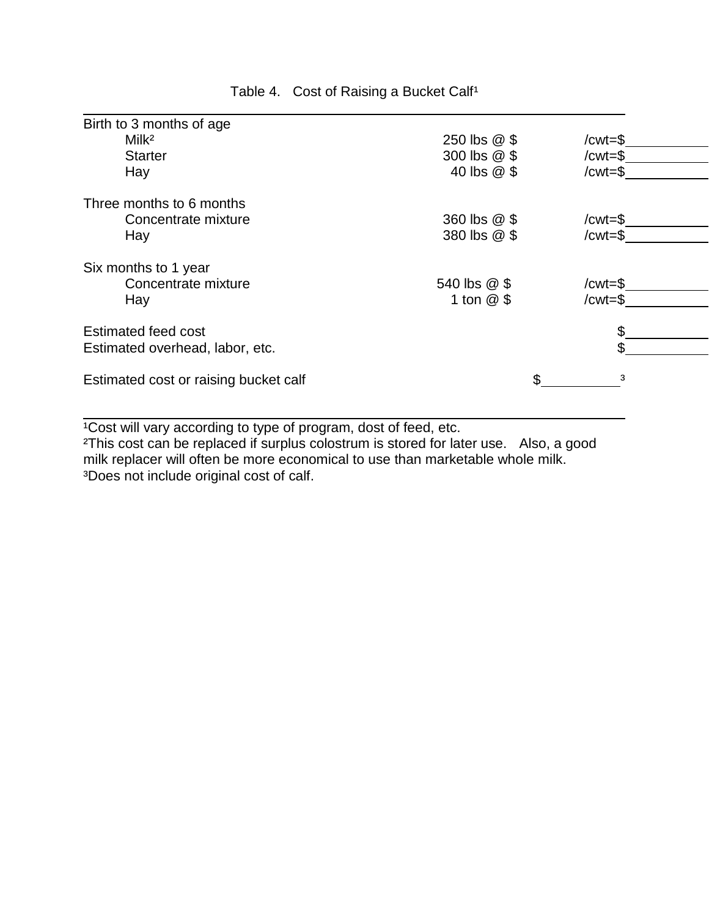Table 4. Cost of Raising a Bucket Calf[1]

| | | |
|---|---|---|
| **Birth to 3 months of age** | | |
| Milk[2] | 250 lbs @ $ | /cwt=$ |
| Starter | 300 lbs @ $ | /cwt=$ |
| Hay | 40 lbs @ $ | /cwt=$ |
| **Three months to 6 months** | | |
| Concentrate mixture | 360 lbs @ $ | /cwt=$ |
| Hay | 380 lbs @ $ | /cwt=$ |
| **Six months to 1 year** | | |
| Concentrate mixture | 540 lbs @ $ | /cwt=$ |
| Hay | 1 ton @ $ | /cwt=$ |
| Estimated feed cost | | $ |
| Estimated overhead, labor, etc. | | $ |
| Estimated cost or raising bucket calf | $ [3] | |

[1]Cost will vary according to type of program, dost of feed, etc.

[2]This cost can be replaced if surplus colostrum is stored for later use. Also, a good milk replacer will often be more economical to use than marketable whole milk.

[3]Does not include original cost of calf.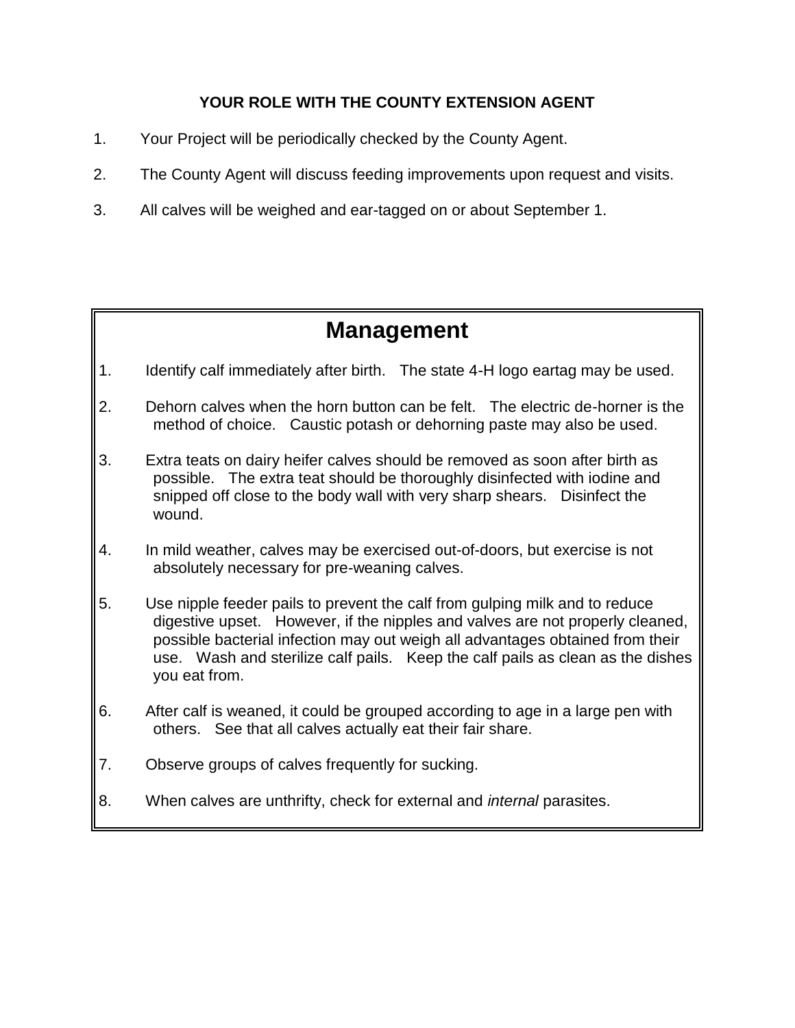**YOUR ROLE WITH THE COUNTY EXTENSION AGENT**

1. Your Project will be periodically checked by the County Agent.
2. The County Agent will discuss feeding improvements upon request and visits.
3. All calves will be weighed and ear-tagged on or about September 1.

## Management

1. Identify calf immediately after birth. The state 4-H logo eartag may be used.
2. Dehorn calves when the horn button can be felt. The electric de-horner is the method of choice. Caustic potash or dehorning paste may also be used.
3. Extra teats on dairy heifer calves should be removed as soon after birth as possible. The extra teat should be thoroughly disinfected with iodine and snipped off close to the body wall with very sharp shears. Disinfect the wound.
4. In mild weather, calves may be exercised out-of-doors, but exercise is not absolutely necessary for pre-weaning calves.
5. Use nipple feeder pails to prevent the calf from gulping milk and to reduce digestive upset. However, if the nipples and valves are not properly cleaned, possible bacterial infection may out weigh all advantages obtained from their use. Wash and sterilize calf pails. Keep the calf pails as clean as the dishes you eat from.
6. After calf is weaned, it could be grouped according to age in a large pen with others. See that all calves actually eat their fair share.
7. Observe groups of calves frequently for sucking.
8. When calves are unthrifty, check for external and *internal* parasites.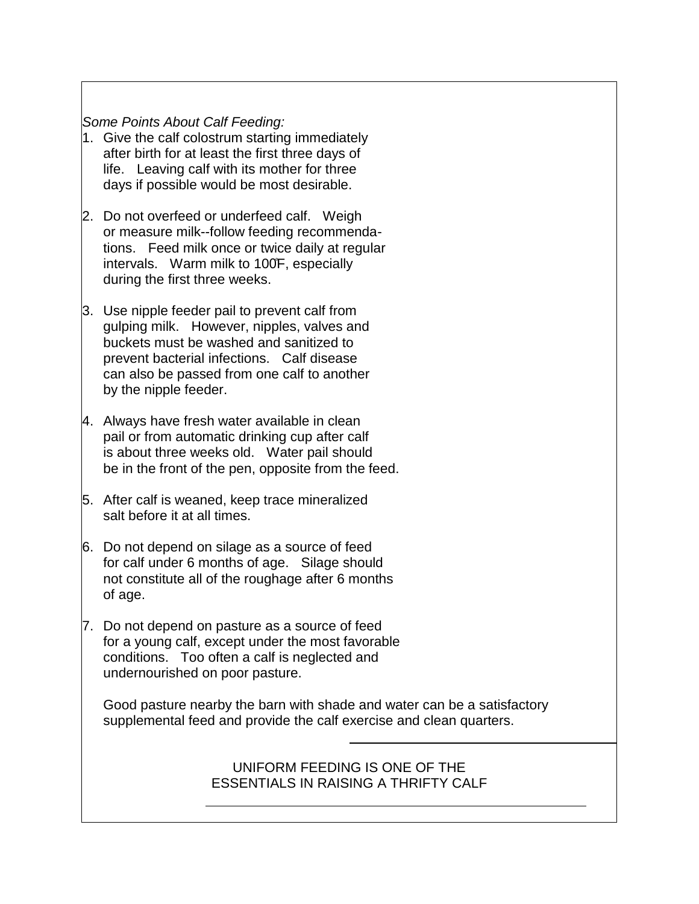*Some Points About Calf Feeding:*

1. Give the calf colostrum starting immediately after birth for at least the first three days of life. Leaving calf with its mother for three days if possible would be most desirable.

2. Do not overfeed or underfeed calf. Weigh or measure milk--follow feeding recommendations. Feed milk once or twice daily at regular intervals. Warm milk to 100°F, especially during the first three weeks.

3. Use nipple feeder pail to prevent calf from gulping milk. However, nipples, valves and buckets must be washed and sanitized to prevent bacterial infections. Calf disease can also be passed from one calf to another by the nipple feeder.

4. Always have fresh water available in clean pail or from automatic drinking cup after calf is about three weeks old. Water pail should be in the front of the pen, opposite from the feed.

5. After calf is weaned, keep trace mineralized salt before it at all times.

6. Do not depend on silage as a source of feed for calf under 6 months of age. Silage should not constitute all of the roughage after 6 months of age.

7. Do not depend on pasture as a source of feed for a young calf, except under the most favorable conditions. Too often a calf is neglected and undernourished on poor pasture.

   Good pasture nearby the barn with shade and water can be a satisfactory supplemental feed and provide the calf exercise and clean quarters.

---

UNIFORM FEEDING IS ONE OF THE ESSENTIALS IN RAISING A THRIFTY CALF

---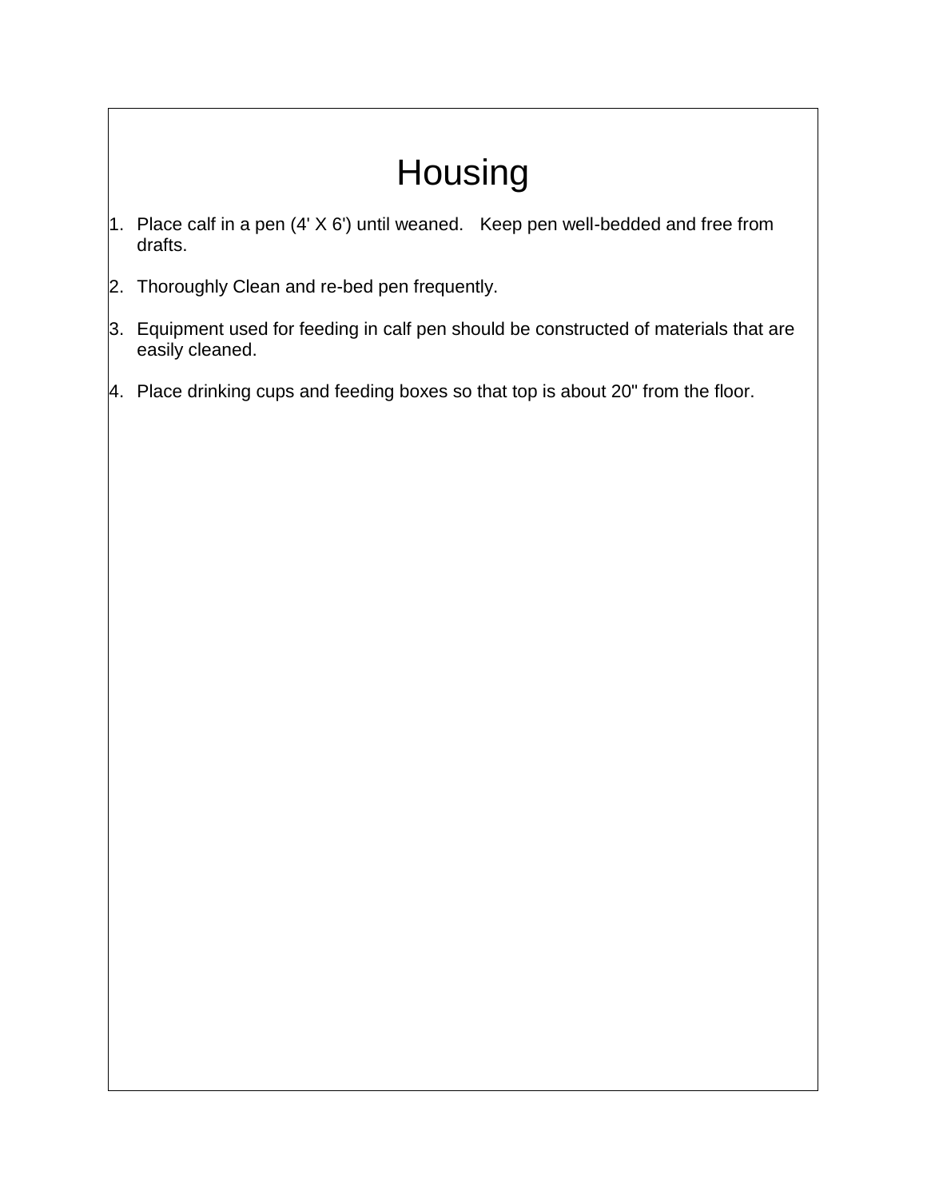# Housing

1. Place calf in a pen (4' X 6') until weaned. Keep pen well-bedded and free from drafts.

2. Thoroughly Clean and re-bed pen frequently.

3. Equipment used for feeding in calf pen should be constructed of materials that are easily cleaned.

4. Place drinking cups and feeding boxes so that top is about 20" from the floor.